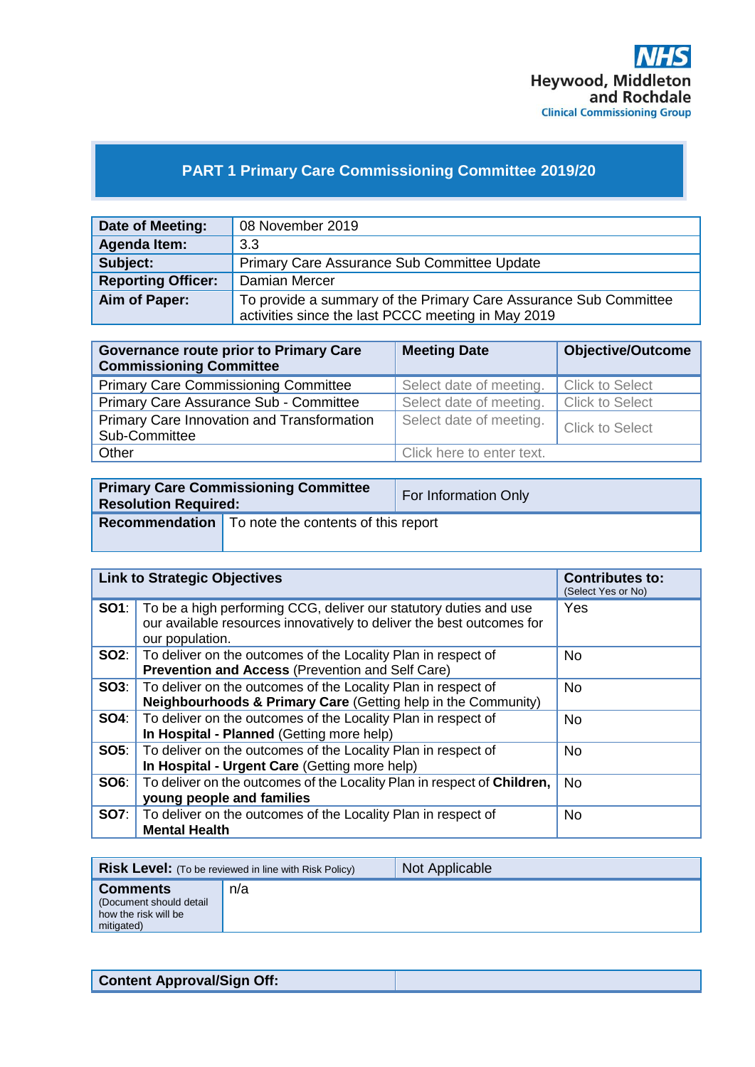NHS
Heywood, Middleton and Rochdale
Clinical Commissioning Group

# PART 1 Primary Care Commissioning Committee 2019/20

| | |
|---|---|
| **Date of Meeting:** | 08 November 2019 |
| **Agenda Item:** | 3.3 |
| **Subject:** | Primary Care Assurance Sub Committee Update |
| **Reporting Officer:** | Damian Mercer |
| **Aim of Paper:** | To provide a summary of the Primary Care Assurance Sub Committee activities since the last PCCC meeting in May 2019 |

| **Governance route prior to Primary Care Commissioning Committee** | **Meeting Date** | **Objective/Outcome** |
|---|---|---|
| Primary Care Commissioning Committee | Select date of meeting. | Click to Select |
| Primary Care Assurance Sub - Committee | Select date of meeting. | Click to Select |
| Primary Care Innovation and Transformation Sub-Committee | Select date of meeting. | Click to Select |
| Other | Click here to enter text. | |

| | |
|---|---|
| **Primary Care Commissioning Committee Resolution Required:** | For Information Only |
| **Recommendation** | To note the contents of this report |

| **Link to Strategic Objectives** | | **Contributes to:** (Select Yes or No) |
|---|---|---|
| **SO1**: | To be a high performing CCG, deliver our statutory duties and use our available resources innovatively to deliver the best outcomes for our population. | Yes |
| **SO2**: | To deliver on the outcomes of the Locality Plan in respect of **Prevention and Access** (Prevention and Self Care) | No |
| **SO3**: | To deliver on the outcomes of the Locality Plan in respect of **Neighbourhoods & Primary Care** (Getting help in the Community) | No |
| **SO4**: | To deliver on the outcomes of the Locality Plan in respect of **In Hospital - Planned** (Getting more help) | No |
| **SO5**: | To deliver on the outcomes of the Locality Plan in respect of **In Hospital - Urgent Care** (Getting more help) | No |
| **SO6**: | To deliver on the outcomes of the Locality Plan in respect of **Children, young people and families** | No |
| **SO7**: | To deliver on the outcomes of the Locality Plan in respect of **Mental Health** | No |

| | |
|---|---|
| **Risk Level:** (To be reviewed in line with Risk Policy) | Not Applicable |
| **Comments** (Document should detail how the risk will be mitigated) | n/a |

| | |
|---|---|
| **Content Approval/Sign Off:** | |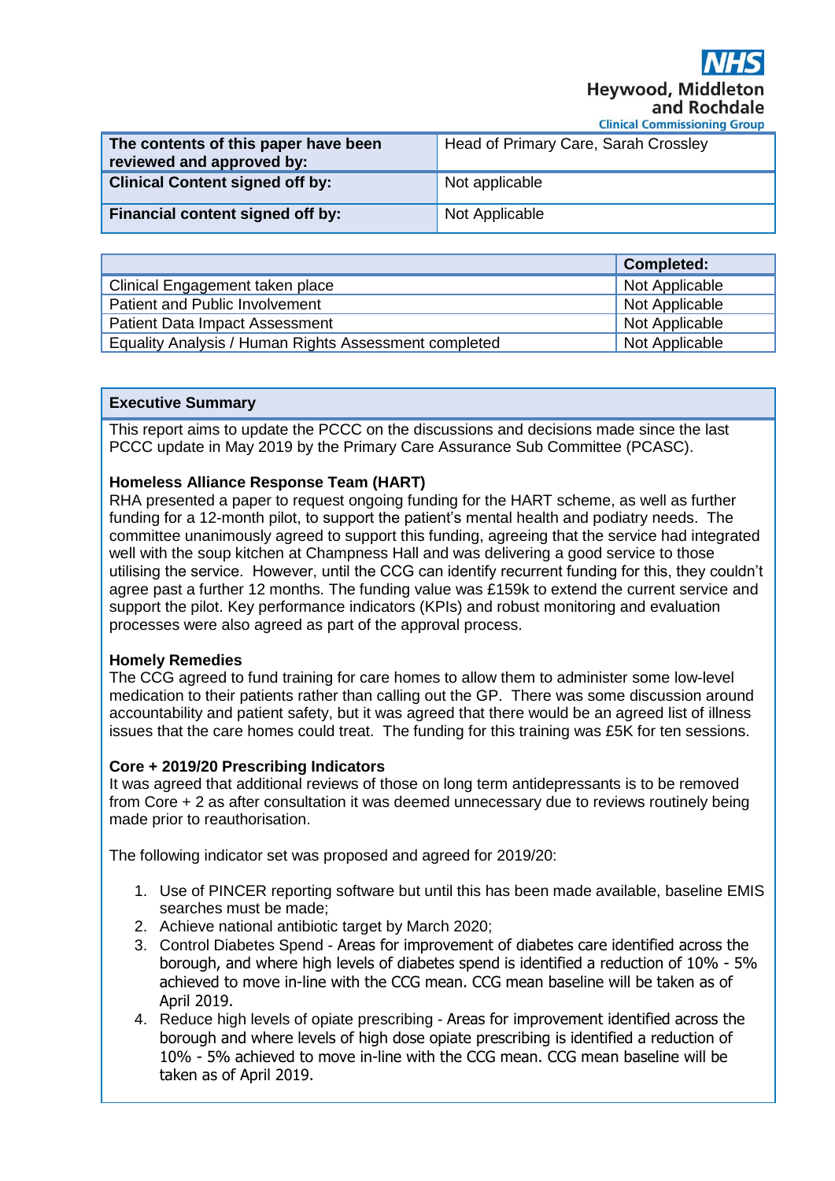| The contents of this paper have been reviewed and approved by: | Head of Primary Care, Sarah Crossley |
| --- | --- |
| **Clinical Content signed off by:** | Not applicable |
| **Financial content signed off by:** | Not Applicable |

| | Completed: |
| --- | --- |
| Clinical Engagement taken place | Not Applicable |
| Patient and Public Involvement | Not Applicable |
| Patient Data Impact Assessment | Not Applicable |
| Equality Analysis / Human Rights Assessment completed | Not Applicable |

## Executive Summary

This report aims to update the PCCC on the discussions and decisions made since the last PCCC update in May 2019 by the Primary Care Assurance Sub Committee (PCASC).

**Homeless Alliance Response Team (HART)**

RHA presented a paper to request ongoing funding for the HART scheme, as well as further funding for a 12-month pilot, to support the patient's mental health and podiatry needs. The committee unanimously agreed to support this funding, agreeing that the service had integrated well with the soup kitchen at Champness Hall and was delivering a good service to those utilising the service. However, until the CCG can identify recurrent funding for this, they couldn't agree past a further 12 months. The funding value was £159k to extend the current service and support the pilot. Key performance indicators (KPIs) and robust monitoring and evaluation processes were also agreed as part of the approval process.

**Homely Remedies**

The CCG agreed to fund training for care homes to allow them to administer some low-level medication to their patients rather than calling out the GP. There was some discussion around accountability and patient safety, but it was agreed that there would be an agreed list of illness issues that the care homes could treat. The funding for this training was £5K for ten sessions.

**Core + 2019/20 Prescribing Indicators**

It was agreed that additional reviews of those on long term antidepressants is to be removed from Core + 2 as after consultation it was deemed unnecessary due to reviews routinely being made prior to reauthorisation.

The following indicator set was proposed and agreed for 2019/20:

1. Use of PINCER reporting software but until this has been made available, baseline EMIS searches must be made;
2. Achieve national antibiotic target by March 2020;
3. Control Diabetes Spend - Areas for improvement of diabetes care identified across the borough, and where high levels of diabetes spend is identified a reduction of 10% - 5% achieved to move in-line with the CCG mean. CCG mean baseline will be taken as of April 2019.
4. Reduce high levels of opiate prescribing - Areas for improvement identified across the borough and where levels of high dose opiate prescribing is identified a reduction of 10% - 5% achieved to move in-line with the CCG mean. CCG mean baseline will be taken as of April 2019.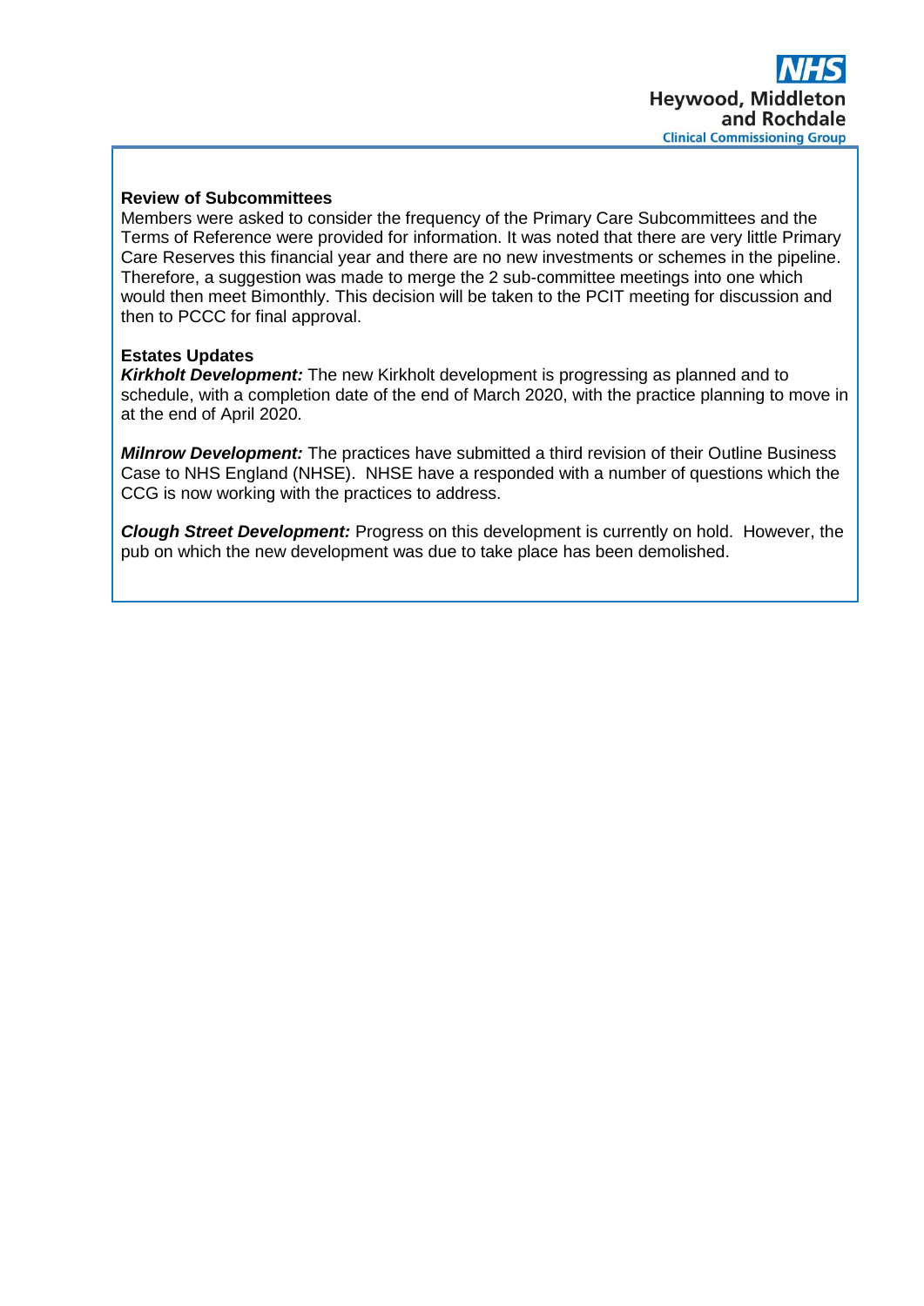**Review of Subcommittees**

Members were asked to consider the frequency of the Primary Care Subcommittees and the Terms of Reference were provided for information. It was noted that there are very little Primary Care Reserves this financial year and there are no new investments or schemes in the pipeline. Therefore, a suggestion was made to merge the 2 sub-committee meetings into one which would then meet Bimonthly. This decision will be taken to the PCIT meeting for discussion and then to PCCC for final approval.

**Estates Updates**

***Kirkholt Development:*** The new Kirkholt development is progressing as planned and to schedule, with a completion date of the end of March 2020, with the practice planning to move in at the end of April 2020.

***Milnrow Development:*** The practices have submitted a third revision of their Outline Business Case to NHS England (NHSE). NHSE have a responded with a number of questions which the CCG is now working with the practices to address.

***Clough Street Development:*** Progress on this development is currently on hold. However, the pub on which the new development was due to take place has been demolished.